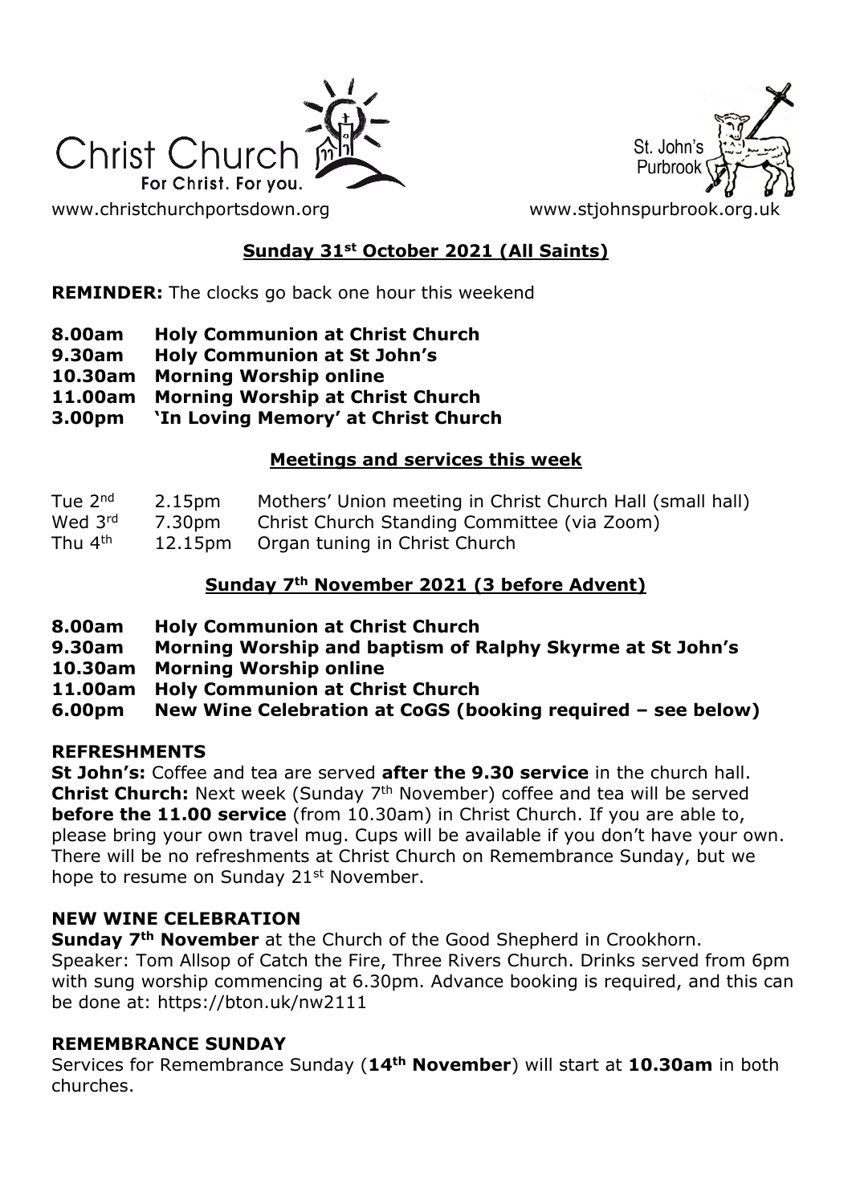Christ Church
For Christ. For you.

St. John's Purbrook

www.christchurchportsdown.org www.stjohnspurbrook.org.uk

## Sunday 31st October 2021 (All Saints)

**REMINDER:** The clocks go back one hour this weekend

**8.00am Holy Communion at Christ Church**
**9.30am Holy Communion at St John's**
**10.30am Morning Worship online**
**11.00am Morning Worship at Christ Church**
**3.00pm 'In Loving Memory' at Christ Church**

## Meetings and services this week

| | | |
|---|---|---|
| Tue 2nd | 2.15pm | Mothers' Union meeting in Christ Church Hall (small hall) |
| Wed 3rd | 7.30pm | Christ Church Standing Committee (via Zoom) |
| Thu 4th | 12.15pm | Organ tuning in Christ Church |

## Sunday 7th November 2021 (3 before Advent)

**8.00am Holy Communion at Christ Church**
**9.30am Morning Worship and baptism of Ralphy Skyrme at St John's**
**10.30am Morning Worship online**
**11.00am Holy Communion at Christ Church**
**6.00pm New Wine Celebration at CoGS (booking required – see below)**

### REFRESHMENTS

**St John's:** Coffee and tea are served **after the 9.30 service** in the church hall. **Christ Church:** Next week (Sunday 7th November) coffee and tea will be served **before the 11.00 service** (from 10.30am) in Christ Church. If you are able to, please bring your own travel mug. Cups will be available if you don't have your own. There will be no refreshments at Christ Church on Remembrance Sunday, but we hope to resume on Sunday 21st November.

### NEW WINE CELEBRATION

**Sunday 7th November** at the Church of the Good Shepherd in Crookhorn. Speaker: Tom Allsop of Catch the Fire, Three Rivers Church. Drinks served from 6pm with sung worship commencing at 6.30pm. Advance booking is required, and this can be done at: https://bton.uk/nw2111

### REMEMBRANCE SUNDAY

Services for Remembrance Sunday (**14th November**) will start at **10.30am** in both churches.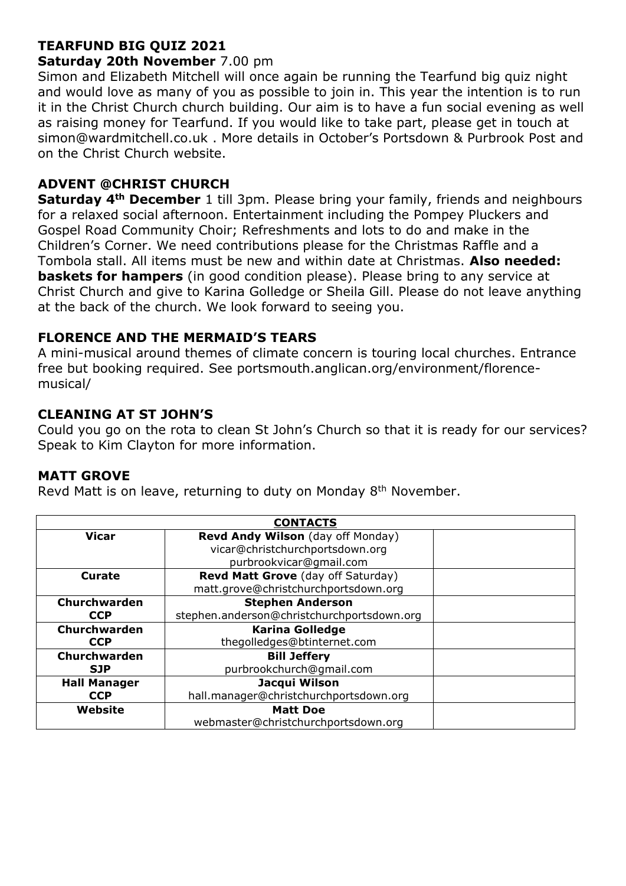## TEARFUND BIG QUIZ 2021

**Saturday 20th November** 7.00 pm

Simon and Elizabeth Mitchell will once again be running the Tearfund big quiz night and would love as many of you as possible to join in. This year the intention is to run it in the Christ Church church building. Our aim is to have a fun social evening as well as raising money for Tearfund. If you would like to take part, please get in touch at simon@wardmitchell.co.uk . More details in October's Portsdown & Purbrook Post and on the Christ Church website.

## ADVENT @CHRIST CHURCH

**Saturday 4th December** 1 till 3pm. Please bring your family, friends and neighbours for a relaxed social afternoon. Entertainment including the Pompey Pluckers and Gospel Road Community Choir; Refreshments and lots to do and make in the Children's Corner. We need contributions please for the Christmas Raffle and a Tombola stall. All items must be new and within date at Christmas. **Also needed: baskets for hampers** (in good condition please). Please bring to any service at Christ Church and give to Karina Golledge or Sheila Gill. Please do not leave anything at the back of the church. We look forward to seeing you.

## FLORENCE AND THE MERMAID'S TEARS

A mini-musical around themes of climate concern is touring local churches. Entrance free but booking required. See portsmouth.anglican.org/environment/florence-musical/

## CLEANING AT ST JOHN'S

Could you go on the rota to clean St John's Church so that it is ready for our services? Speak to Kim Clayton for more information.

## MATT GROVE

Revd Matt is on leave, returning to duty on Monday 8th November.

| **CONTACTS** | | |
|---|---|---|
| **Vicar** | **Revd Andy Wilson** (day off Monday)<br>vicar@christchurchportsdown.org<br>purbrookvicar@gmail.com | |
| **Curate** | **Revd Matt Grove** (day off Saturday)<br>matt.grove@christchurchportsdown.org | |
| **Churchwarden CCP** | **Stephen Anderson**<br>stephen.anderson@christchurchportsdown.org | |
| **Churchwarden CCP** | **Karina Golledge**<br>thegolledges@btinternet.com | |
| **Churchwarden SJP** | **Bill Jeffery**<br>purbrookchurch@gmail.com | |
| **Hall Manager CCP** | **Jacqui Wilson**<br>hall.manager@christchurchportsdown.org | |
| **Website** | **Matt Doe**<br>webmaster@christchurchportsdown.org | |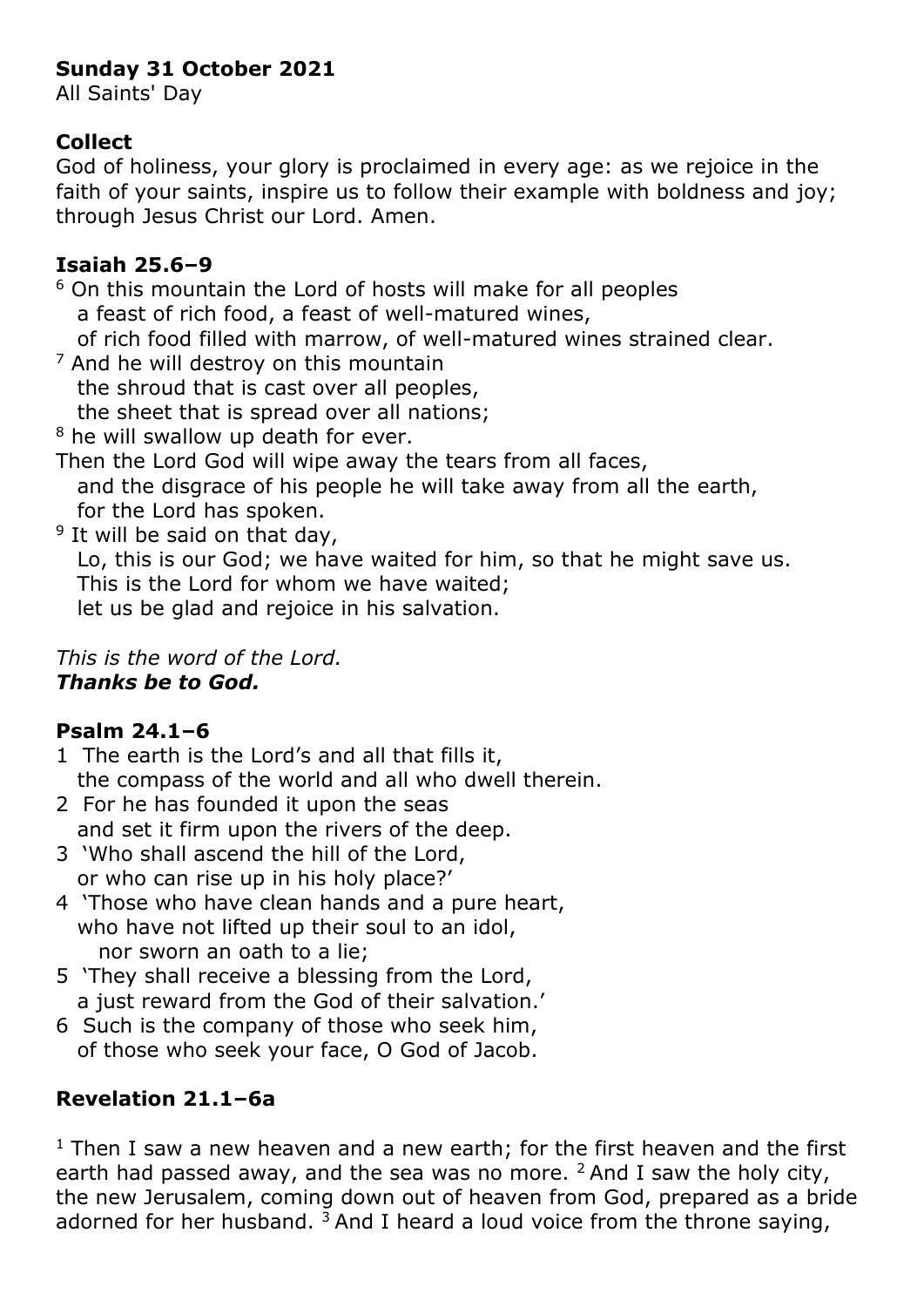**Sunday 31 October 2021**
All Saints' Day

**Collect**
God of holiness, your glory is proclaimed in every age: as we rejoice in the faith of your saints, inspire us to follow their example with boldness and joy; through Jesus Christ our Lord. Amen.

**Isaiah 25.6–9**

[6] On this mountain the Lord of hosts will make for all peoples
   a feast of rich food, a feast of well-matured wines,
   of rich food filled with marrow, of well-matured wines strained clear.
[7] And he will destroy on this mountain
   the shroud that is cast over all peoples,
   the sheet that is spread over all nations;
[8] he will swallow up death for ever.
Then the Lord God will wipe away the tears from all faces,
   and the disgrace of his people he will take away from all the earth,
   for the Lord has spoken.
[9] It will be said on that day,
   Lo, this is our God; we have waited for him, so that he might save us.
   This is the Lord for whom we have waited;
   let us be glad and rejoice in his salvation.

*This is the word of the Lord.*
***Thanks be to God.***

**Psalm 24.1–6**

1 The earth is the Lord's and all that fills it,
   the compass of the world and all who dwell therein.
2 For he has founded it upon the seas
   and set it firm upon the rivers of the deep.
3 'Who shall ascend the hill of the Lord,
   or who can rise up in his holy place?'
4 'Those who have clean hands and a pure heart,
   who have not lifted up their soul to an idol,
      nor sworn an oath to a lie;
5 'They shall receive a blessing from the Lord,
   a just reward from the God of their salvation.'
6 Such is the company of those who seek him,
   of those who seek your face, O God of Jacob.

**Revelation 21.1–6a**

[1] Then I saw a new heaven and a new earth; for the first heaven and the first earth had passed away, and the sea was no more. [2] And I saw the holy city, the new Jerusalem, coming down out of heaven from God, prepared as a bride adorned for her husband. [3] And I heard a loud voice from the throne saying,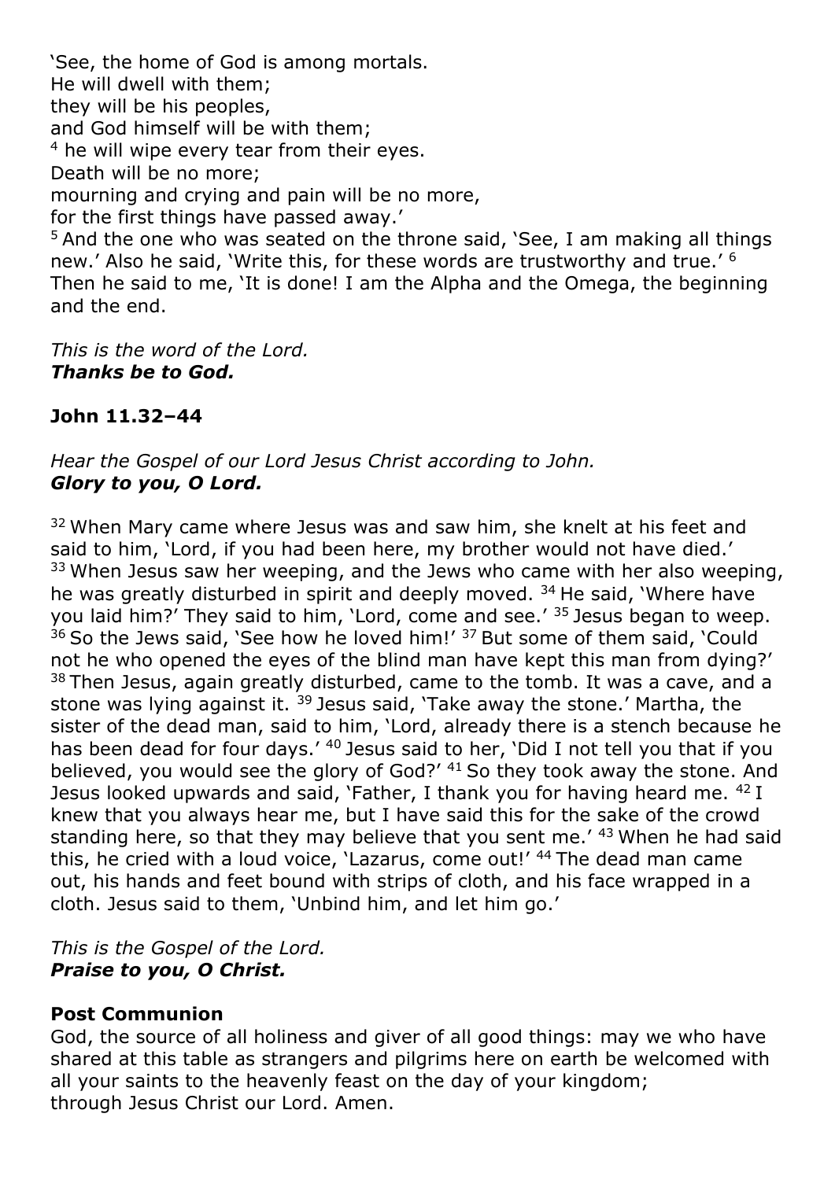'See, the home of God is among mortals.
He will dwell with them;
they will be his peoples,
and God himself will be with them;
[4] he will wipe every tear from their eyes.
Death will be no more;
mourning and crying and pain will be no more,
for the first things have passed away.'
[5] And the one who was seated on the throne said, 'See, I am making all things new.' Also he said, 'Write this, for these words are trustworthy and true.' [6] Then he said to me, 'It is done! I am the Alpha and the Omega, the beginning and the end.

*This is the word of the Lord.*
***Thanks be to God.***

**John 11.32–44**

*Hear the Gospel of our Lord Jesus Christ according to John.*
***Glory to you, O Lord.***

[32] When Mary came where Jesus was and saw him, she knelt at his feet and said to him, 'Lord, if you had been here, my brother would not have died.' [33] When Jesus saw her weeping, and the Jews who came with her also weeping, he was greatly disturbed in spirit and deeply moved. [34] He said, 'Where have you laid him?' They said to him, 'Lord, come and see.' [35] Jesus began to weep. [36] So the Jews said, 'See how he loved him!' [37] But some of them said, 'Could not he who opened the eyes of the blind man have kept this man from dying?' [38] Then Jesus, again greatly disturbed, came to the tomb. It was a cave, and a stone was lying against it. [39] Jesus said, 'Take away the stone.' Martha, the sister of the dead man, said to him, 'Lord, already there is a stench because he has been dead for four days.' [40] Jesus said to her, 'Did I not tell you that if you believed, you would see the glory of God?' [41] So they took away the stone. And Jesus looked upwards and said, 'Father, I thank you for having heard me. [42] I knew that you always hear me, but I have said this for the sake of the crowd standing here, so that they may believe that you sent me.' [43] When he had said this, he cried with a loud voice, 'Lazarus, come out!' [44] The dead man came out, his hands and feet bound with strips of cloth, and his face wrapped in a cloth. Jesus said to them, 'Unbind him, and let him go.'

*This is the Gospel of the Lord.*
***Praise to you, O Christ.***

**Post Communion**

God, the source of all holiness and giver of all good things: may we who have shared at this table as strangers and pilgrims here on earth be welcomed with all your saints to the heavenly feast on the day of your kingdom;
through Jesus Christ our Lord. Amen.